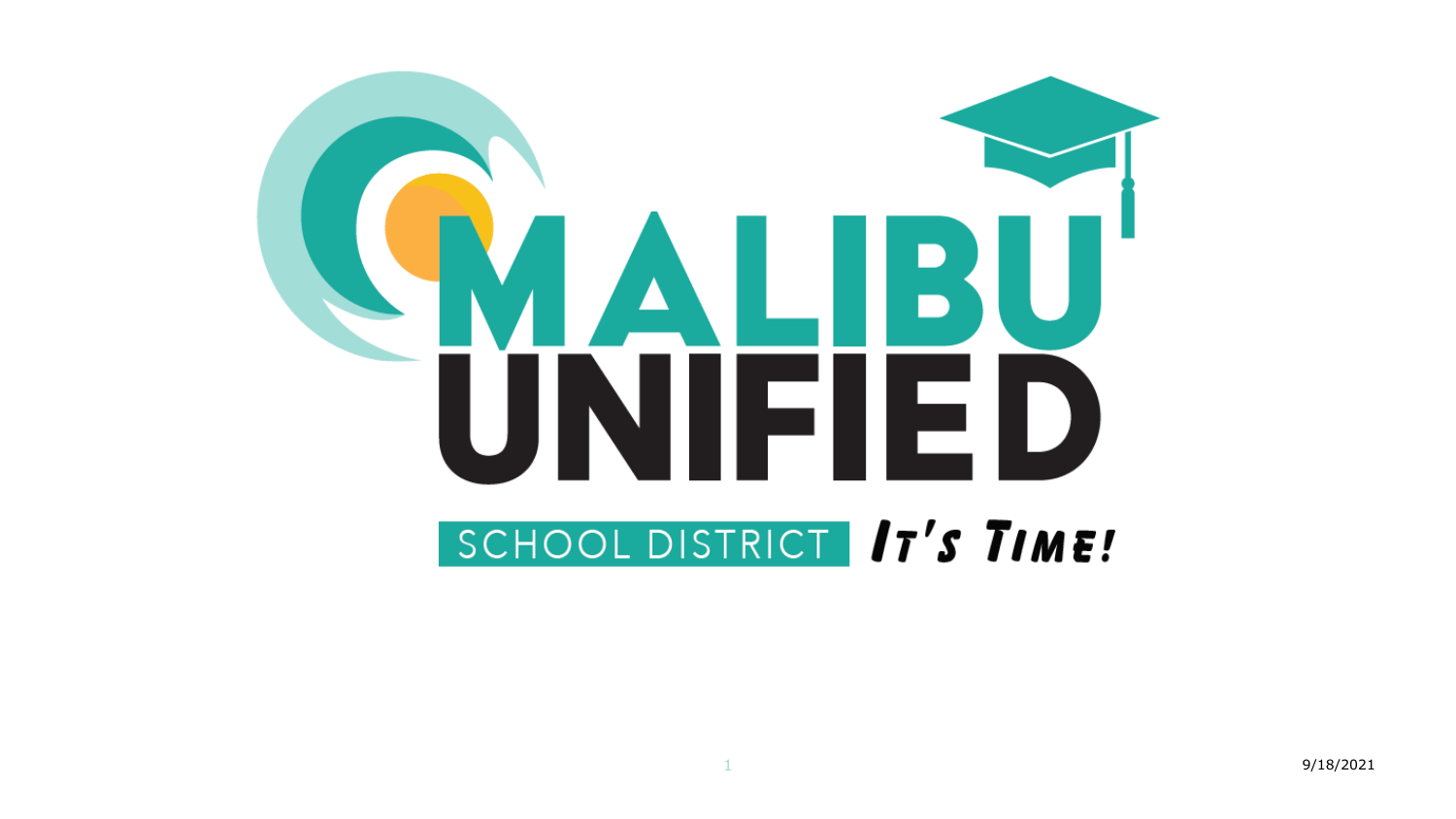# MALIBU UNIFIED

SCHOOL DISTRICT *It's Time!*

9/18/2021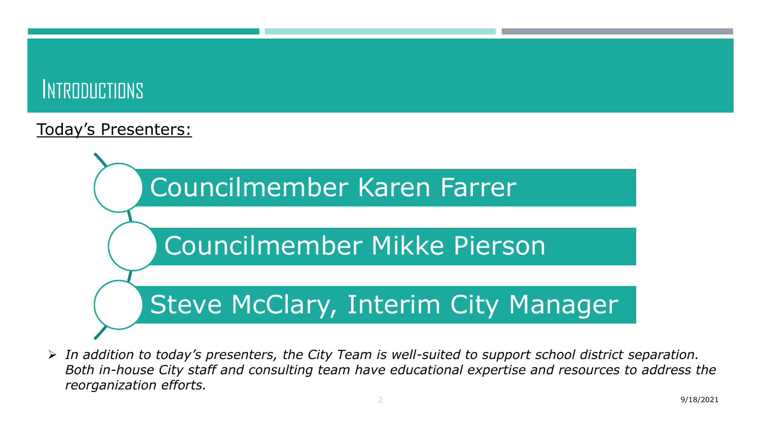# Introductions

<u>Today's Presenters:</u>

- Councilmember Karen Farrer
- Councilmember Mikke Pierson
- Steve McClary, Interim City Manager

- *In addition to today's presenters, the City Team is well-suited to support school district separation. Both in-house City staff and consulting team have educational expertise and resources to address the reorganization efforts.*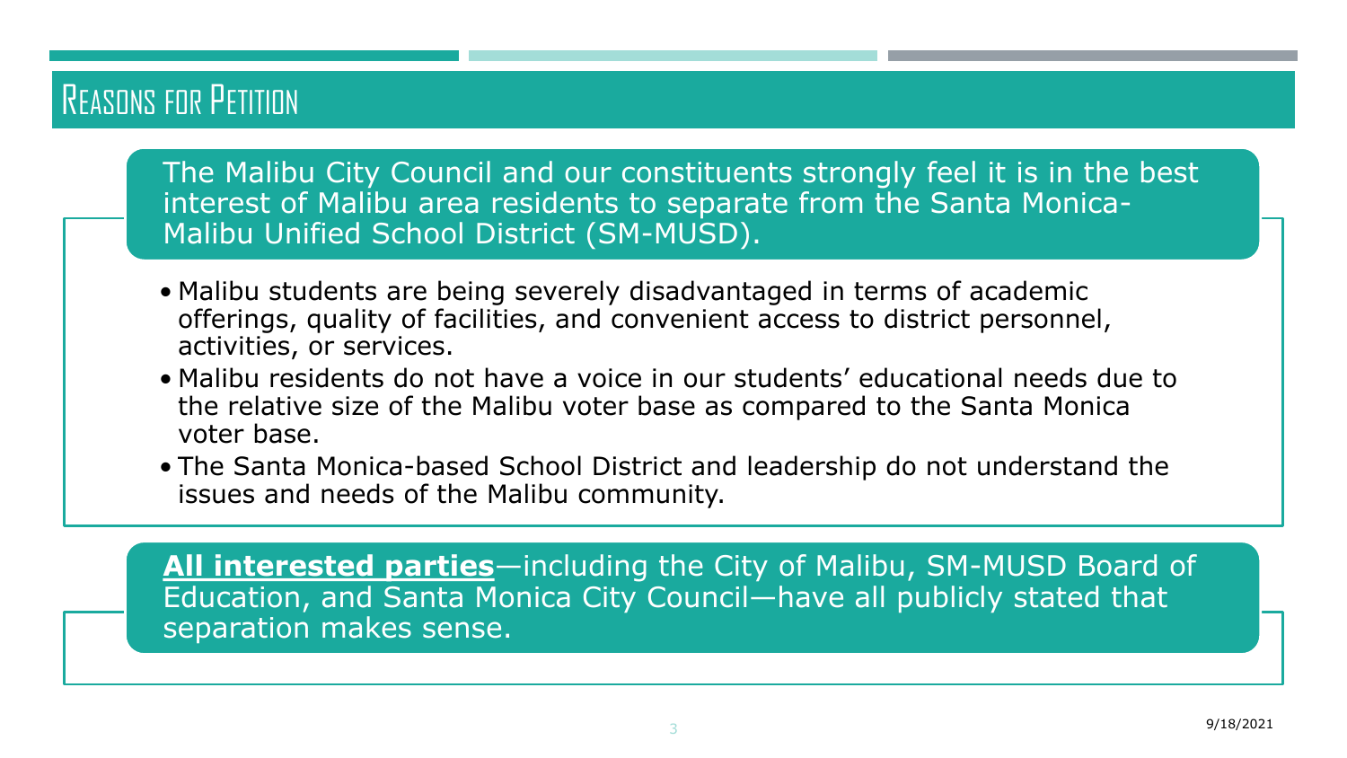# Reasons for Petition

The Malibu City Council and our constituents strongly feel it is in the best interest of Malibu area residents to separate from the Santa Monica-Malibu Unified School District (SM-MUSD).

- Malibu students are being severely disadvantaged in terms of academic offerings, quality of facilities, and convenient access to district personnel, activities, or services.
- Malibu residents do not have a voice in our students' educational needs due to the relative size of the Malibu voter base as compared to the Santa Monica voter base.
- The Santa Monica-based School District and leadership do not understand the issues and needs of the Malibu community.

**All interested parties**—including the City of Malibu, SM-MUSD Board of Education, and Santa Monica City Council—have all publicly stated that separation makes sense.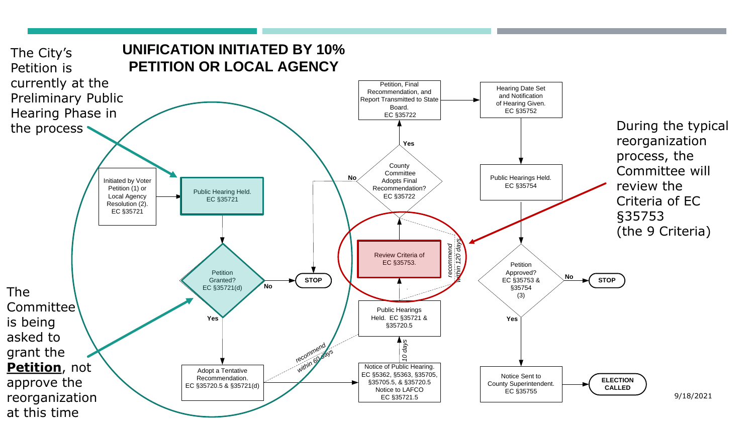# UNIFICATION INITIATED BY 10% PETITION OR LOCAL AGENCY

The City's Petition is currently at the Preliminary Public Hearing Phase in the process

The Committee is being asked to grant the **Petition**, not approve the reorganization at this time

During the typical reorganization process, the Committee will review the Criteria of EC §35753 (the 9 Criteria)

Initiated by Voter Petition (1) or Local Agency Resolution (2). EC §35721

Public Hearing Held. EC §35721

Petition Granted? EC §35721(d)

No

STOP

Yes

Adopt a Tentative Recommendation. EC §35720.5 & §35721(d)

*recommend within 60 days*

Notice of Public Hearing. EC §5362, §5363, §35705, §35705.5, & §35720.5 Notice to LAFCO EC §35721.5

*10 days*

Public Hearings Held. EC §35721 & §35720.5

Review Criteria of EC §35753.

*recommend within 120 days*

County Committee Adopts Final Recommendation? EC §35722

No

Yes

Petition, Final Recommendation, and Report Transmitted to State Board. EC §35722

Hearing Date Set and Notification of Hearing Given. EC §35752

Public Hearings Held. EC §35754

Petition Approved? EC §35753 & §35754 (3)

No

STOP

Yes

Notice Sent to County Superintendent. EC §35755

ELECTION CALLED

9/18/2021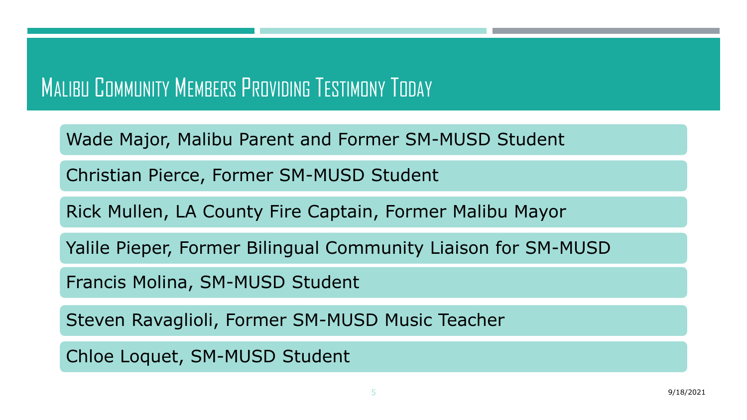# Malibu Community Members Providing Testimony Today

- Wade Major, Malibu Parent and Former SM-MUSD Student
- Christian Pierce, Former SM-MUSD Student
- Rick Mullen, LA County Fire Captain, Former Malibu Mayor
- Yalile Pieper, Former Bilingual Community Liaison for SM-MUSD
- Francis Molina, SM-MUSD Student
- Steven Ravaglioli, Former SM-MUSD Music Teacher
- Chloe Loquet, SM-MUSD Student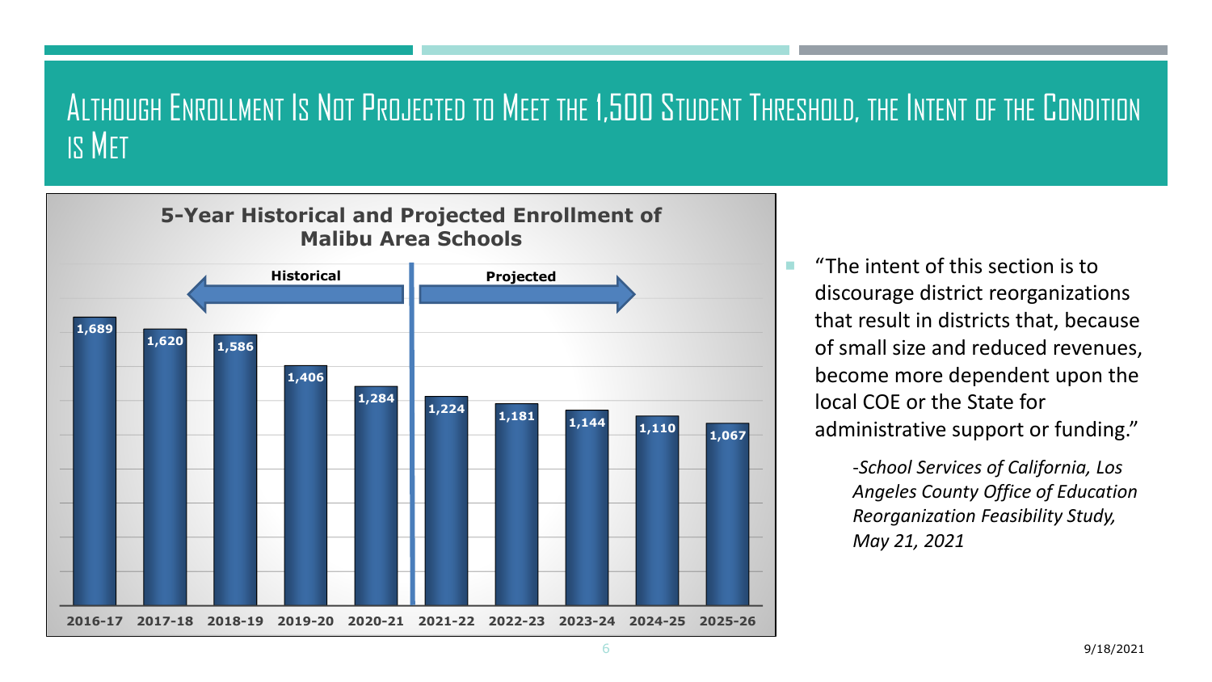# Although Enrollment Is Not Projected to Meet the 1,500 Student Threshold, the Intent of the Condition is Met

**5-Year Historical and Projected Enrollment of Malibu Area Schools**

| | 2016-17 | 2017-18 | 2018-19 | 2019-20 | 2020-21 | 2021-22 | 2022-23 | 2023-24 | 2024-25 | 2025-26 |
|---|---|---|---|---|---|---|---|---|---|---|
| | Historical | | | | | Projected | | | | |
| Enrollment | 1,689 | 1,620 | 1,586 | 1,406 | 1,284 | 1,224 | 1,181 | 1,144 | 1,110 | 1,067 |

- "The intent of this section is to discourage district reorganizations that result in districts that, because of small size and reduced revenues, become more dependent upon the local COE or the State for administrative support or funding."

  *-School Services of California, Los Angeles County Office of Education Reorganization Feasibility Study, May 21, 2021*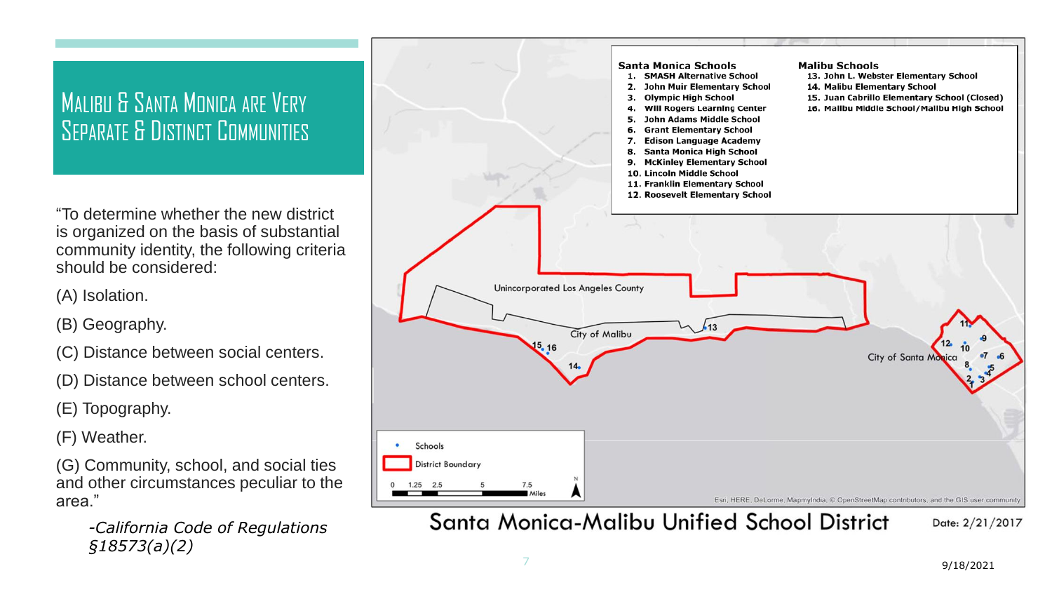# Malibu & Santa Monica are Very Separate & Distinct Communities

"To determine whether the new district is organized on the basis of substantial community identity, the following criteria should be considered:

(A) Isolation.

(B) Geography.

(C) Distance between social centers.

(D) Distance between school centers.

(E) Topography.

(F) Weather.

(G) Community, school, and social ties and other circumstances peculiar to the area."

*-California Code of Regulations §18573(a)(2)*

**Santa Monica Schools**

1. SMASH Alternative School
2. John Muir Elementary School
3. Olympic High School
4. Will Rogers Learning Center
5. John Adams Middle School
6. Grant Elementary School
7. Edison Language Academy
8. Santa Monica High School
9. McKinley Elementary School
10. Lincoln Middle School
11. Franklin Elementary School
12. Roosevelt Elementary School

**Malibu Schools**

13. John L. Webster Elementary School
14. Malibu Elementary School
15. Juan Cabrillo Elementary School (Closed)
16. Malibu Middle School/Malibu High School

Unincorporated Los Angeles County

City of Malibu

City of Santa Monica

Schools

District Boundary

0 1.25 2.5 5 7.5 Miles

N

Esri, HERE, DeLorme, MapmyIndia, © OpenStreetMap contributors, and the GIS user community

Santa Monica-Malibu Unified School District

Date: 2/21/2017

9/18/2021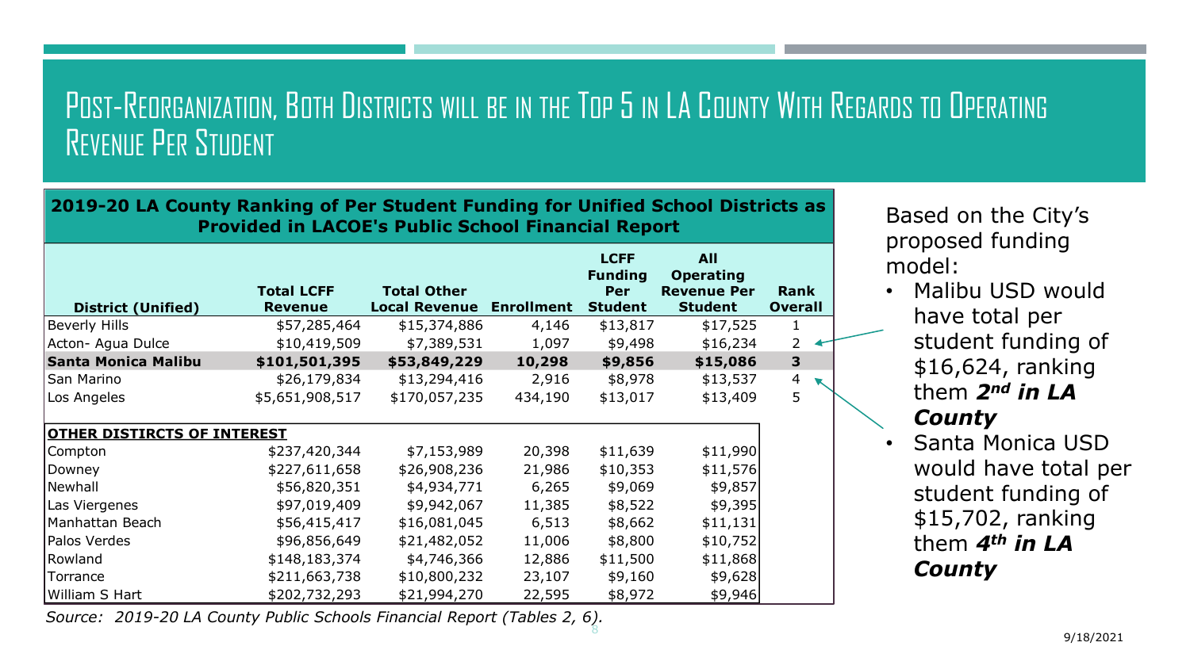# Post-Reorganization, Both Districts will be in the Top 5 in LA County With Regards to Operating Revenue Per Student

**2019-20 LA County Ranking of Per Student Funding for Unified School Districts as Provided in LACOE's Public School Financial Report**

| District (Unified) | Total LCFF Revenue | Total Other Local Revenue | Enrollment | LCFF Funding Per Student | All Operating Revenue Per Student | Rank Overall |
|---|---|---|---|---|---|---|
| Beverly Hills | $57,285,464 | $15,374,886 | 4,146 | $13,817 | $17,525 | 1 |
| Acton- Agua Dulce | $10,419,509 | $7,389,531 | 1,097 | $9,498 | $16,234 | 2 |
| **Santa Monica Malibu** | **$101,501,395** | **$53,849,229** | **10,298** | **$9,856** | **$15,086** | **3** |
| San Marino | $26,179,834 | $13,294,416 | 2,916 | $8,978 | $13,537 | 4 |
| Los Angeles | $5,651,908,517 | $170,057,235 | 434,190 | $13,017 | $13,409 | 5 |
| **OTHER DISTIRCTS OF INTEREST** | | | | | | |
| Compton | $237,420,344 | $7,153,989 | 20,398 | $11,639 | $11,990 | |
| Downey | $227,611,658 | $26,908,236 | 21,986 | $10,353 | $11,576 | |
| Newhall | $56,820,351 | $4,934,771 | 6,265 | $9,069 | $9,857 | |
| Las Viergenes | $97,019,409 | $9,942,067 | 11,385 | $8,522 | $9,395 | |
| Manhattan Beach | $56,415,417 | $16,081,045 | 6,513 | $8,662 | $11,131 | |
| Palos Verdes | $96,856,649 | $21,482,052 | 11,006 | $8,800 | $10,752 | |
| Rowland | $148,183,374 | $4,746,366 | 12,886 | $11,500 | $11,868 | |
| Torrance | $211,663,738 | $10,800,232 | 23,107 | $9,160 | $9,628 | |
| William S Hart | $202,732,293 | $21,994,270 | 22,595 | $8,972 | $9,946 | |

*Source: 2019-20 LA County Public Schools Financial Report (Tables 2, 6).*

Based on the City's proposed funding model:

- Malibu USD would have total per student funding of $16,624, ranking them ***2nd in LA County***
- Santa Monica USD would have total per student funding of $15,702, ranking them ***4th in LA County***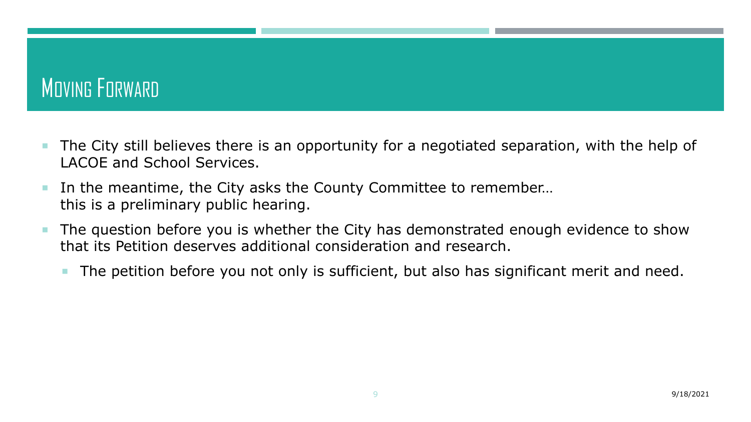# Moving Forward

- The City still believes there is an opportunity for a negotiated separation, with the help of LACOE and School Services.
- In the meantime, the City asks the County Committee to remember… this is a preliminary public hearing.
- The question before you is whether the City has demonstrated enough evidence to show that its Petition deserves additional consideration and research.
  - The petition before you not only is sufficient, but also has significant merit and need.